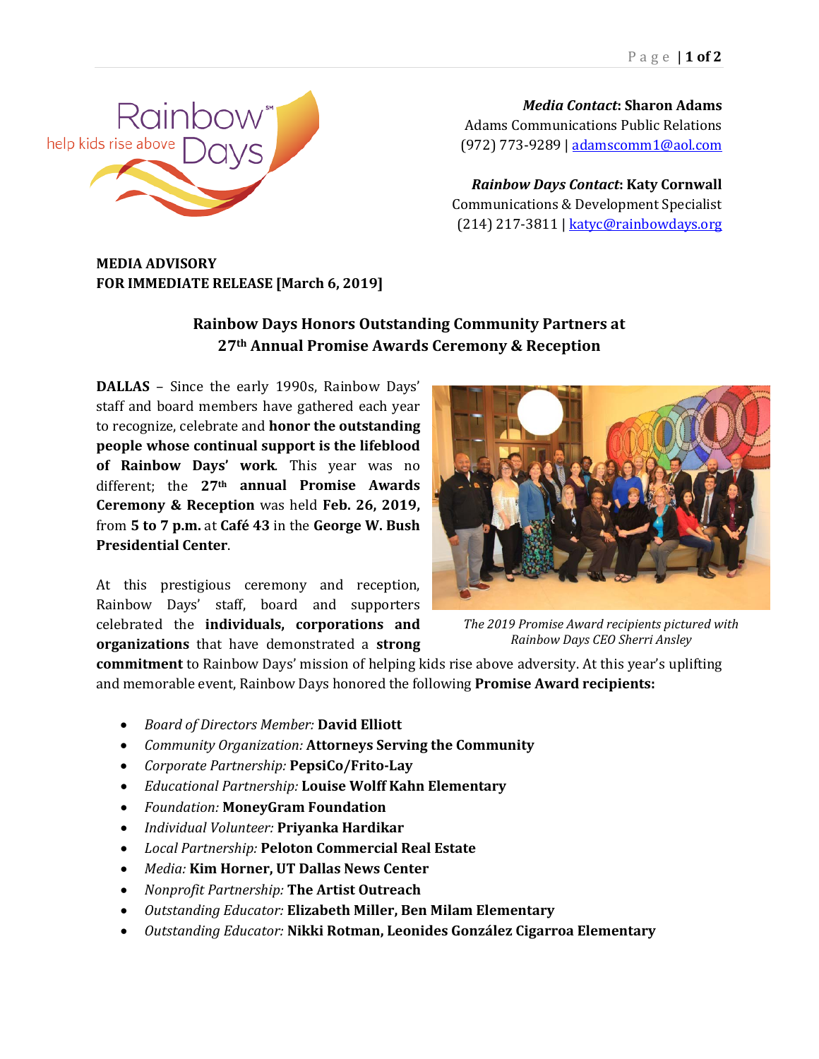Rainbow℠ Days
help kids rise above

***Media Contact*: Sharon Adams**
Adams Communications Public Relations
(972) 773-9289 | adamscomm1@aol.com

***Rainbow Days Contact*: Katy Cornwall**
Communications & Development Specialist
(214) 217-3811 | katyc@rainbowdays.org

**MEDIA ADVISORY**
**FOR IMMEDIATE RELEASE [March 6, 2019]**

## Rainbow Days Honors Outstanding Community Partners at 27th Annual Promise Awards Ceremony & Reception

**DALLAS** – Since the early 1990s, Rainbow Days' staff and board members have gathered each year to recognize, celebrate and **honor the outstanding people whose continual support is the lifeblood of Rainbow Days' work**. This year was no different; the **27th annual Promise Awards Ceremony & Reception** was held **Feb. 26, 2019,** from **5 to 7 p.m.** at **Café 43** in the **George W. Bush Presidential Center**.

*The 2019 Promise Award recipients pictured with Rainbow Days CEO Sherri Ansley*

At this prestigious ceremony and reception, Rainbow Days' staff, board and supporters celebrated the **individuals, corporations and organizations** that have demonstrated a **strong commitment** to Rainbow Days' mission of helping kids rise above adversity. At this year's uplifting and memorable event, Rainbow Days honored the following **Promise Award recipients:**

- *Board of Directors Member:* **David Elliott**
- *Community Organization:* **Attorneys Serving the Community**
- *Corporate Partnership:* **PepsiCo/Frito-Lay**
- *Educational Partnership:* **Louise Wolff Kahn Elementary**
- *Foundation:* **MoneyGram Foundation**
- *Individual Volunteer:* **Priyanka Hardikar**
- *Local Partnership:* **Peloton Commercial Real Estate**
- *Media:* **Kim Horner, UT Dallas News Center**
- *Nonprofit Partnership:* **The Artist Outreach**
- *Outstanding Educator:* **Elizabeth Miller, Ben Milam Elementary**
- *Outstanding Educator:* **Nikki Rotman, Leonides González Cigarroa Elementary**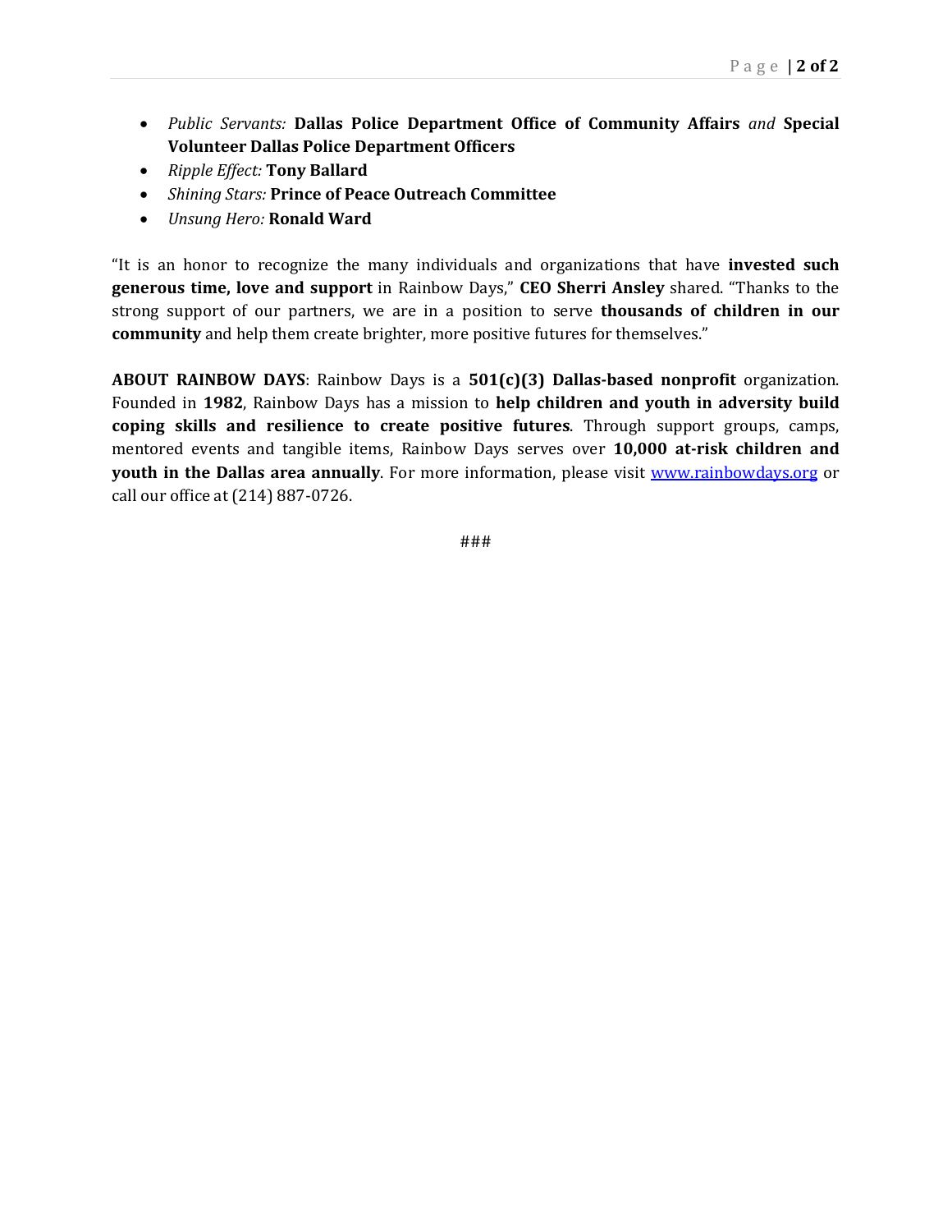- *Public Servants:* **Dallas Police Department Office of Community Affairs** *and* **Special Volunteer Dallas Police Department Officers**
- *Ripple Effect:* **Tony Ballard**
- *Shining Stars:* **Prince of Peace Outreach Committee**
- *Unsung Hero:* **Ronald Ward**

"It is an honor to recognize the many individuals and organizations that have **invested such generous time, love and support** in Rainbow Days," **CEO Sherri Ansley** shared. "Thanks to the strong support of our partners, we are in a position to serve **thousands of children in our community** and help them create brighter, more positive futures for themselves."

**ABOUT RAINBOW DAYS**: Rainbow Days is a **501(c)(3) Dallas-based nonprofit** organization. Founded in **1982**, Rainbow Days has a mission to **help children and youth in adversity build coping skills and resilience to create positive futures**. Through support groups, camps, mentored events and tangible items, Rainbow Days serves over **10,000 at-risk children and youth in the Dallas area annually**. For more information, please visit [www.rainbowdays.org](http://www.rainbowdays.org) or call our office at (214) 887-0726.

###